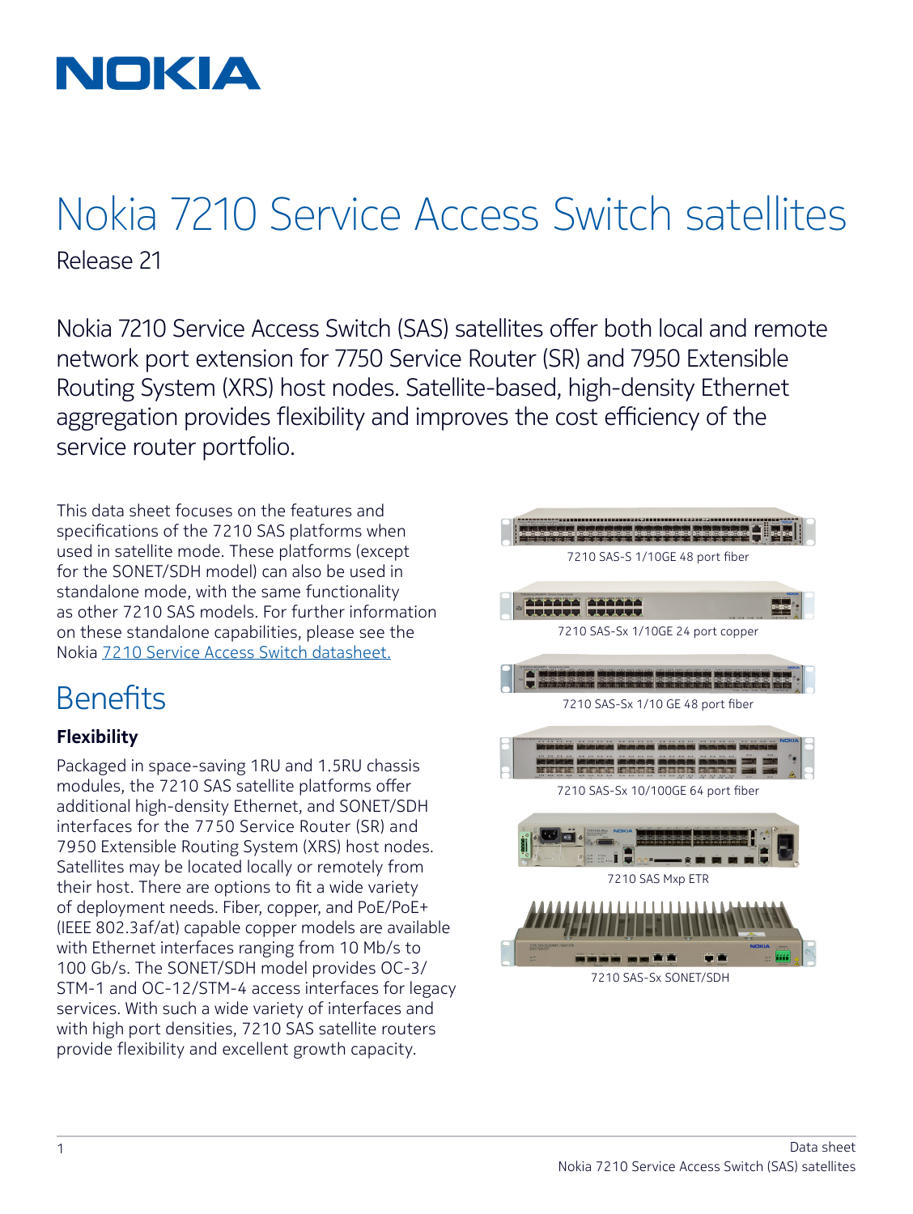# Nokia 7210 Service Access Switch satellites

Release 21

Nokia 7210 Service Access Switch (SAS) satellites offer both local and remote network port extension for 7750 Service Router (SR) and 7950 Extensible Routing System (XRS) host nodes. Satellite-based, high-density Ethernet aggregation provides flexibility and improves the cost efficiency of the service router portfolio.

This data sheet focuses on the features and specifications of the 7210 SAS platforms when used in satellite mode. These platforms (except for the SONET/SDH model) can also be used in standalone mode, with the same functionality as other 7210 SAS models. For further information on these standalone capabilities, please see the Nokia 7210 Service Access Switch datasheet.

7210 SAS-S 1/10GE 48 port fiber

7210 SAS-Sx 1/10GE 24 port copper

7210 SAS-Sx 1/10 GE 48 port fiber

7210 SAS-Sx 10/100GE 64 port fiber

7210 SAS Mxp ETR

7210 SAS-Sx SONET/SDH

## Benefits

### Flexibility

Packaged in space-saving 1RU and 1.5RU chassis modules, the 7210 SAS satellite platforms offer additional high-density Ethernet, and SONET/SDH interfaces for the 7750 Service Router (SR) and 7950 Extensible Routing System (XRS) host nodes. Satellites may be located locally or remotely from their host. There are options to fit a wide variety of deployment needs. Fiber, copper, and PoE/PoE+ (IEEE 802.3af/at) capable copper models are available with Ethernet interfaces ranging from 10 Mb/s to 100 Gb/s. The SONET/SDH model provides OC-3/STM-1 and OC-12/STM-4 access interfaces for legacy services. With such a wide variety of interfaces and with high port densities, 7210 SAS satellite routers provide flexibility and excellent growth capacity.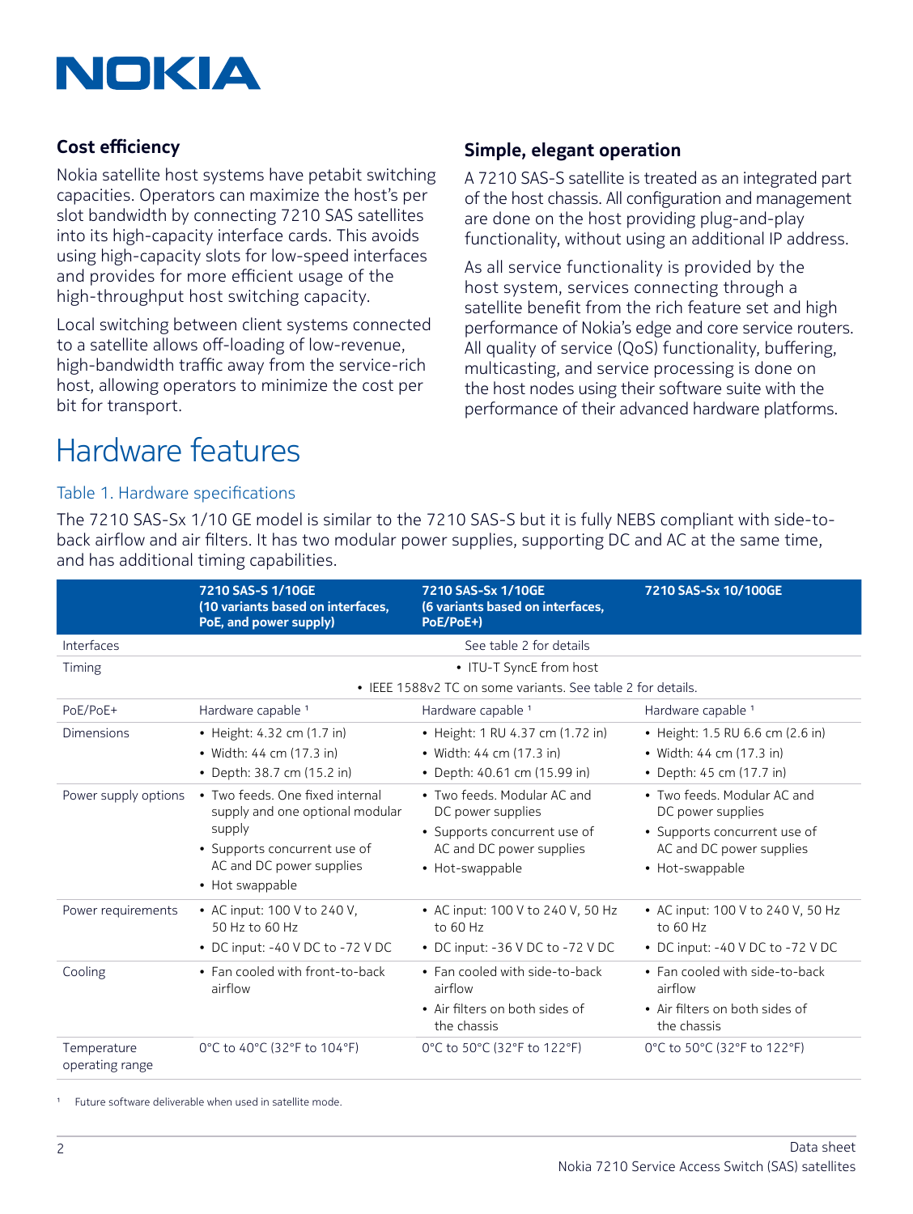### Cost efficiency

Nokia satellite host systems have petabit switching capacities. Operators can maximize the host's per slot bandwidth by connecting 7210 SAS satellites into its high-capacity interface cards. This avoids using high-capacity slots for low-speed interfaces and provides for more efficient usage of the high-throughput host switching capacity.

Local switching between client systems connected to a satellite allows off-loading of low-revenue, high-bandwidth traffic away from the service-rich host, allowing operators to minimize the cost per bit for transport.

### Simple, elegant operation

A 7210 SAS-S satellite is treated as an integrated part of the host chassis. All configuration and management are done on the host providing plug-and-play functionality, without using an additional IP address.

As all service functionality is provided by the host system, services connecting through a satellite benefit from the rich feature set and high performance of Nokia's edge and core service routers. All quality of service (QoS) functionality, buffering, multicasting, and service processing is done on the host nodes using their software suite with the performance of their advanced hardware platforms.

# Hardware features

Table 1. Hardware specifications

The 7210 SAS-Sx 1/10 GE model is similar to the 7210 SAS-S but it is fully NEBS compliant with side-to-back airflow and air filters. It has two modular power supplies, supporting DC and AC at the same time, and has additional timing capabilities.

| | **7210 SAS-S 1/10GE (10 variants based on interfaces, PoE, and power supply)** | **7210 SAS-Sx 1/10GE (6 variants based on interfaces, PoE/PoE+)** | **7210 SAS-Sx 10/100GE** |
|---|---|---|---|
| Interfaces | See table 2 for details | | |
| Timing | • ITU-T SyncE from host<br>• IEEE 1588v2 TC on some variants. See table 2 for details. | | |
| PoE/PoE+ | Hardware capable [1] | Hardware capable [1] | Hardware capable [1] |
| Dimensions | • Height: 4.32 cm (1.7 in)<br>• Width: 44 cm (17.3 in)<br>• Depth: 38.7 cm (15.2 in) | • Height: 1 RU 4.37 cm (1.72 in)<br>• Width: 44 cm (17.3 in)<br>• Depth: 40.61 cm (15.99 in) | • Height: 1.5 RU 6.6 cm (2.6 in)<br>• Width: 44 cm (17.3 in)<br>• Depth: 45 cm (17.7 in) |
| Power supply options | • Two feeds. One fixed internal supply and one optional modular supply<br>• Supports concurrent use of AC and DC power supplies<br>• Hot swappable | • Two feeds. Modular AC and DC power supplies<br>• Supports concurrent use of AC and DC power supplies<br>• Hot-swappable | • Two feeds. Modular AC and DC power supplies<br>• Supports concurrent use of AC and DC power supplies<br>• Hot-swappable |
| Power requirements | • AC input: 100 V to 240 V, 50 Hz to 60 Hz<br>• DC input: -40 V DC to -72 V DC | • AC input: 100 V to 240 V, 50 Hz to 60 Hz<br>• DC input: -36 V DC to -72 V DC | • AC input: 100 V to 240 V, 50 Hz to 60 Hz<br>• DC input: -40 V DC to -72 V DC |
| Cooling | • Fan cooled with front-to-back airflow | • Fan cooled with side-to-back airflow<br>• Air filters on both sides of the chassis | • Fan cooled with side-to-back airflow<br>• Air filters on both sides of the chassis |
| Temperature operating range | 0°C to 40°C (32°F to 104°F) | 0°C to 50°C (32°F to 122°F) | 0°C to 50°C (32°F to 122°F) |

[1] Future software deliverable when used in satellite mode.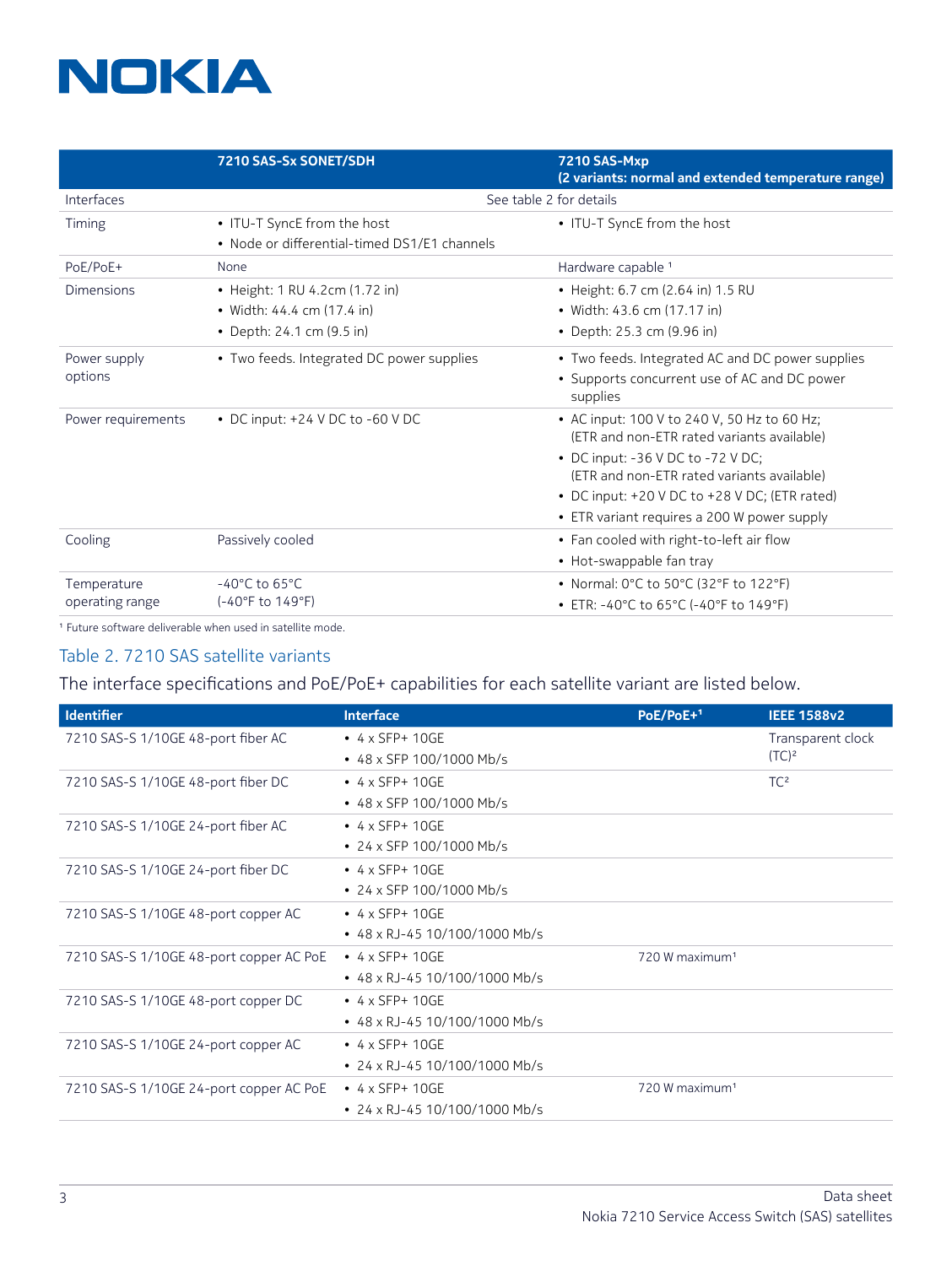| | 7210 SAS-Sx SONET/SDH | 7210 SAS-Mxp (2 variants: normal and extended temperature range) |
|---|---|---|
| Interfaces | See table 2 for details | |
| Timing | • ITU-T SyncE from the host<br>• Node or differential-timed DS1/E1 channels | • ITU-T SyncE from the host |
| PoE/PoE+ | None | Hardware capable [1] |
| Dimensions | • Height: 1 RU 4.2cm (1.72 in)<br>• Width: 44.4 cm (17.4 in)<br>• Depth: 24.1 cm (9.5 in) | • Height: 6.7 cm (2.64 in) 1.5 RU<br>• Width: 43.6 cm (17.17 in)<br>• Depth: 25.3 cm (9.96 in) |
| Power supply options | • Two feeds. Integrated DC power supplies | • Two feeds. Integrated AC and DC power supplies<br>• Supports concurrent use of AC and DC power supplies |
| Power requirements | • DC input: +24 V DC to -60 V DC | • AC input: 100 V to 240 V, 50 Hz to 60 Hz; (ETR and non-ETR rated variants available)<br>• DC input: -36 V DC to -72 V DC; (ETR and non-ETR rated variants available)<br>• DC input: +20 V DC to +28 V DC; (ETR rated)<br>• ETR variant requires a 200 W power supply |
| Cooling | Passively cooled | • Fan cooled with right-to-left air flow<br>• Hot-swappable fan tray |
| Temperature operating range | -40°C to 65°C (-40°F to 149°F) | • Normal: 0°C to 50°C (32°F to 122°F)<br>• ETR: -40°C to 65°C (-40°F to 149°F) |

[1] Future software deliverable when used in satellite mode.

## Table 2. 7210 SAS satellite variants

The interface specifications and PoE/PoE+ capabilities for each satellite variant are listed below.

| Identifier | Interface | PoE/PoE+[1] | IEEE 1588v2 |
|---|---|---|---|
| 7210 SAS-S 1/10GE 48-port fiber AC | • 4 x SFP+ 10GE<br>• 48 x SFP 100/1000 Mb/s | | Transparent clock (TC)[2] |
| 7210 SAS-S 1/10GE 48-port fiber DC | • 4 x SFP+ 10GE<br>• 48 x SFP 100/1000 Mb/s | | TC[2] |
| 7210 SAS-S 1/10GE 24-port fiber AC | • 4 x SFP+ 10GE<br>• 24 x SFP 100/1000 Mb/s | | |
| 7210 SAS-S 1/10GE 24-port fiber DC | • 4 x SFP+ 10GE<br>• 24 x SFP 100/1000 Mb/s | | |
| 7210 SAS-S 1/10GE 48-port copper AC | • 4 x SFP+ 10GE<br>• 48 x RJ-45 10/100/1000 Mb/s | | |
| 7210 SAS-S 1/10GE 48-port copper AC PoE | • 4 x SFP+ 10GE<br>• 48 x RJ-45 10/100/1000 Mb/s | 720 W maximum[1] | |
| 7210 SAS-S 1/10GE 48-port copper DC | • 4 x SFP+ 10GE<br>• 48 x RJ-45 10/100/1000 Mb/s | | |
| 7210 SAS-S 1/10GE 24-port copper AC | • 4 x SFP+ 10GE<br>• 24 x RJ-45 10/100/1000 Mb/s | | |
| 7210 SAS-S 1/10GE 24-port copper AC PoE | • 4 x SFP+ 10GE<br>• 24 x RJ-45 10/100/1000 Mb/s | 720 W maximum[1] | |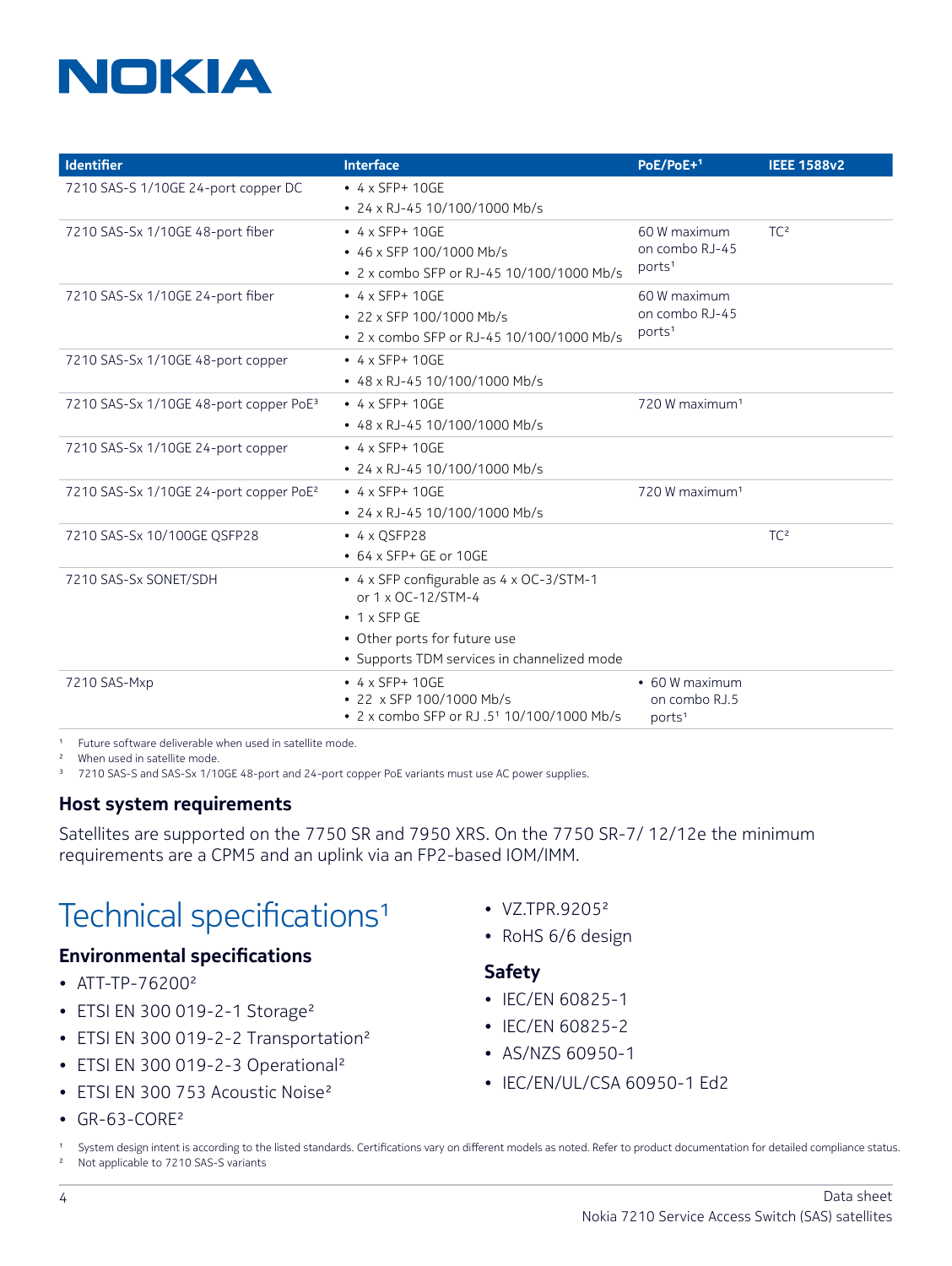| Identifier | Interface | PoE/PoE+[1] | IEEE 1588v2 |
|---|---|---|---|
| 7210 SAS-S 1/10GE 24-port copper DC | • 4 x SFP+ 10GE<br>• 24 x RJ-45 10/100/1000 Mb/s | | |
| 7210 SAS-Sx 1/10GE 48-port fiber | • 4 x SFP+ 10GE<br>• 46 x SFP 100/1000 Mb/s<br>• 2 x combo SFP or RJ-45 10/100/1000 Mb/s | 60 W maximum on combo RJ-45 ports[1] | TC[2] |
| 7210 SAS-Sx 1/10GE 24-port fiber | • 4 x SFP+ 10GE<br>• 22 x SFP 100/1000 Mb/s<br>• 2 x combo SFP or RJ-45 10/100/1000 Mb/s | 60 W maximum on combo RJ-45 ports[1] | |
| 7210 SAS-Sx 1/10GE 48-port copper | • 4 x SFP+ 10GE<br>• 48 x RJ-45 10/100/1000 Mb/s | | |
| 7210 SAS-Sx 1/10GE 48-port copper PoE[3] | • 4 x SFP+ 10GE<br>• 48 x RJ-45 10/100/1000 Mb/s | 720 W maximum[1] | |
| 7210 SAS-Sx 1/10GE 24-port copper | • 4 x SFP+ 10GE<br>• 24 x RJ-45 10/100/1000 Mb/s | | |
| 7210 SAS-Sx 1/10GE 24-port copper PoE[2] | • 4 x SFP+ 10GE<br>• 24 x RJ-45 10/100/1000 Mb/s | 720 W maximum[1] | |
| 7210 SAS-Sx 10/100GE QSFP28 | • 4 x QSFP28<br>• 64 x SFP+ GE or 10GE | | TC[2] |
| 7210 SAS-Sx SONET/SDH | • 4 x SFP configurable as 4 x OC-3/STM-1 or 1 x OC-12/STM-4<br>• 1 x SFP GE<br>• Other ports for future use<br>• Supports TDM services in channelized mode | | |
| 7210 SAS-Mxp | • 4 x SFP+ 10GE<br>• 22 x SFP 100/1000 Mb/s<br>• 2 x combo SFP or RJ .5[1] 10/100/1000 Mb/s | • 60 W maximum on combo RJ.5 ports[1] | |

[1] Future software deliverable when used in satellite mode.
[2] When used in satellite mode.
[3] 7210 SAS-S and SAS-Sx 1/10GE 48-port and 24-port copper PoE variants must use AC power supplies.

### Host system requirements

Satellites are supported on the 7750 SR and 7950 XRS. On the 7750 SR-7/ 12/12e the minimum requirements are a CPM5 and an uplink via an FP2-based IOM/IMM.

# Technical specifications[1]

### Environmental specifications

- ATT-TP-76200[2]
- ETSI EN 300 019-2-1 Storage[2]
- ETSI EN 300 019-2-2 Transportation[2]
- ETSI EN 300 019-2-3 Operational[2]
- ETSI EN 300 753 Acoustic Noise[2]
- GR-63-CORE[2]
- VZ.TPR.9205[2]
- RoHS 6/6 design

### Safety

- IEC/EN 60825-1
- IEC/EN 60825-2
- AS/NZS 60950-1
- IEC/EN/UL/CSA 60950-1 Ed2

[1] System design intent is according to the listed standards. Certifications vary on different models as noted. Refer to product documentation for detailed compliance status.
[2] Not applicable to 7210 SAS-S variants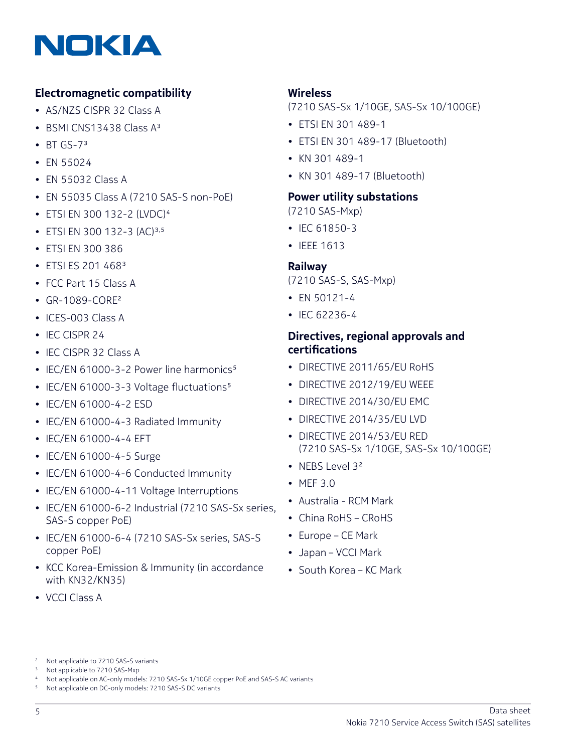## Electromagnetic compatibility

- AS/NZS CISPR 32 Class A
- BSMI CNS13438 Class A[3]
- BT GS-7[3]
- EN 55024
- EN 55032 Class A
- EN 55035 Class A (7210 SAS-S non-PoE)
- ETSI EN 300 132-2 (LVDC)[4]
- ETSI EN 300 132-3 (AC)[3,5]
- ETSI EN 300 386
- ETSI ES 201 468[3]
- FCC Part 15 Class A
- GR-1089-CORE[2]
- ICES-003 Class A
- IEC CISPR 24
- IEC CISPR 32 Class A
- IEC/EN 61000-3-2 Power line harmonics[5]
- IEC/EN 61000-3-3 Voltage fluctuations[5]
- IEC/EN 61000-4-2 ESD
- IEC/EN 61000-4-3 Radiated Immunity
- IEC/EN 61000-4-4 EFT
- IEC/EN 61000-4-5 Surge
- IEC/EN 61000-4-6 Conducted Immunity
- IEC/EN 61000-4-11 Voltage Interruptions
- IEC/EN 61000-6-2 Industrial (7210 SAS-Sx series, SAS-S copper PoE)
- IEC/EN 61000-6-4 (7210 SAS-Sx series, SAS-S copper PoE)
- KCC Korea-Emission & Immunity (in accordance with KN32/KN35)
- VCCI Class A

## Wireless

(7210 SAS-Sx 1/10GE, SAS-Sx 10/100GE)

- ETSI EN 301 489-1
- ETSI EN 301 489-17 (Bluetooth)
- KN 301 489-1
- KN 301 489-17 (Bluetooth)

## Power utility substations

(7210 SAS-Mxp)

- IEC 61850-3
- IEEE 1613

## Railway

(7210 SAS-S, SAS-Mxp)

- EN 50121-4
- IEC 62236-4

## Directives, regional approvals and certifications

- DIRECTIVE 2011/65/EU RoHS
- DIRECTIVE 2012/19/EU WEEE
- DIRECTIVE 2014/30/EU EMC
- DIRECTIVE 2014/35/EU LVD
- DIRECTIVE 2014/53/EU RED (7210 SAS-Sx 1/10GE, SAS-Sx 10/100GE)
- NEBS Level 3[2]
- MEF 3.0
- Australia - RCM Mark
- China RoHS – CRoHS
- Europe – CE Mark
- Japan – VCCI Mark
- South Korea – KC Mark

[2] Not applicable to 7210 SAS-S variants
[3] Not applicable to 7210 SAS-Mxp
[4] Not applicable on AC-only models: 7210 SAS-Sx 1/10GE copper PoE and SAS-S AC variants
[5] Not applicable on DC-only models: 7210 SAS-S DC variants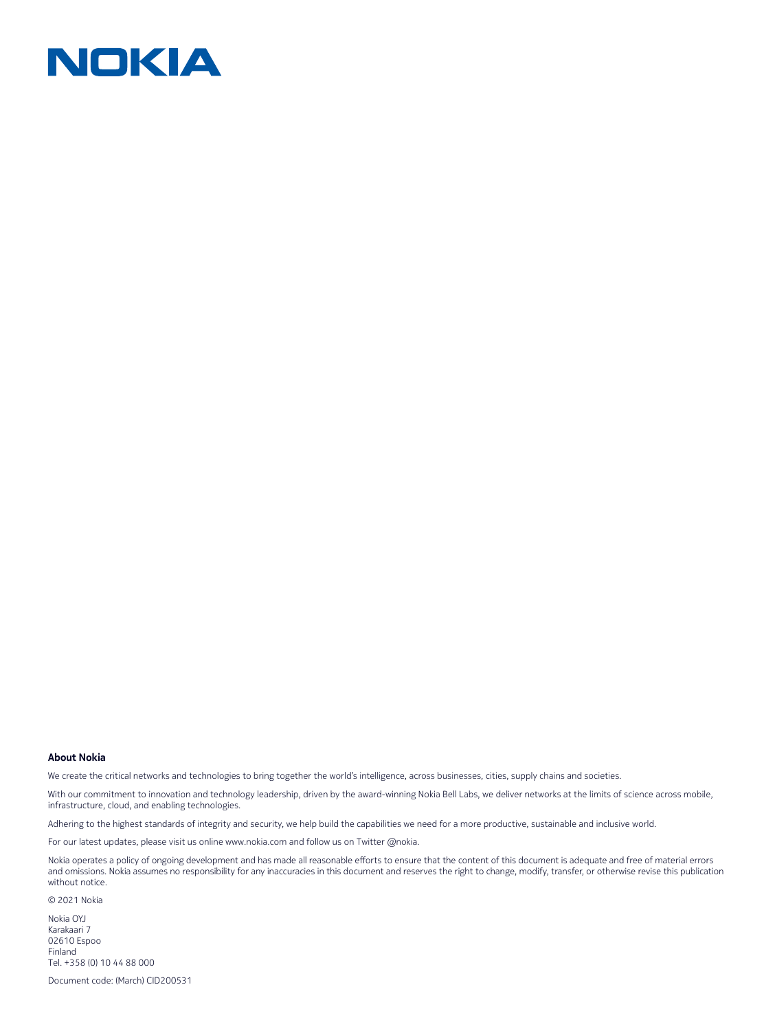NOKIA

**About Nokia**

We create the critical networks and technologies to bring together the world's intelligence, across businesses, cities, supply chains and societies.

With our commitment to innovation and technology leadership, driven by the award-winning Nokia Bell Labs, we deliver networks at the limits of science across mobile, infrastructure, cloud, and enabling technologies.

Adhering to the highest standards of integrity and security, we help build the capabilities we need for a more productive, sustainable and inclusive world.

For our latest updates, please visit us online www.nokia.com and follow us on Twitter @nokia.

Nokia operates a policy of ongoing development and has made all reasonable efforts to ensure that the content of this document is adequate and free of material errors and omissions. Nokia assumes no responsibility for any inaccuracies in this document and reserves the right to change, modify, transfer, or otherwise revise this publication without notice.

© 2021 Nokia

Nokia OYJ
Karakaari 7
02610 Espoo
Finland
Tel. +358 (0) 10 44 88 000

Document code: (March) CID200531